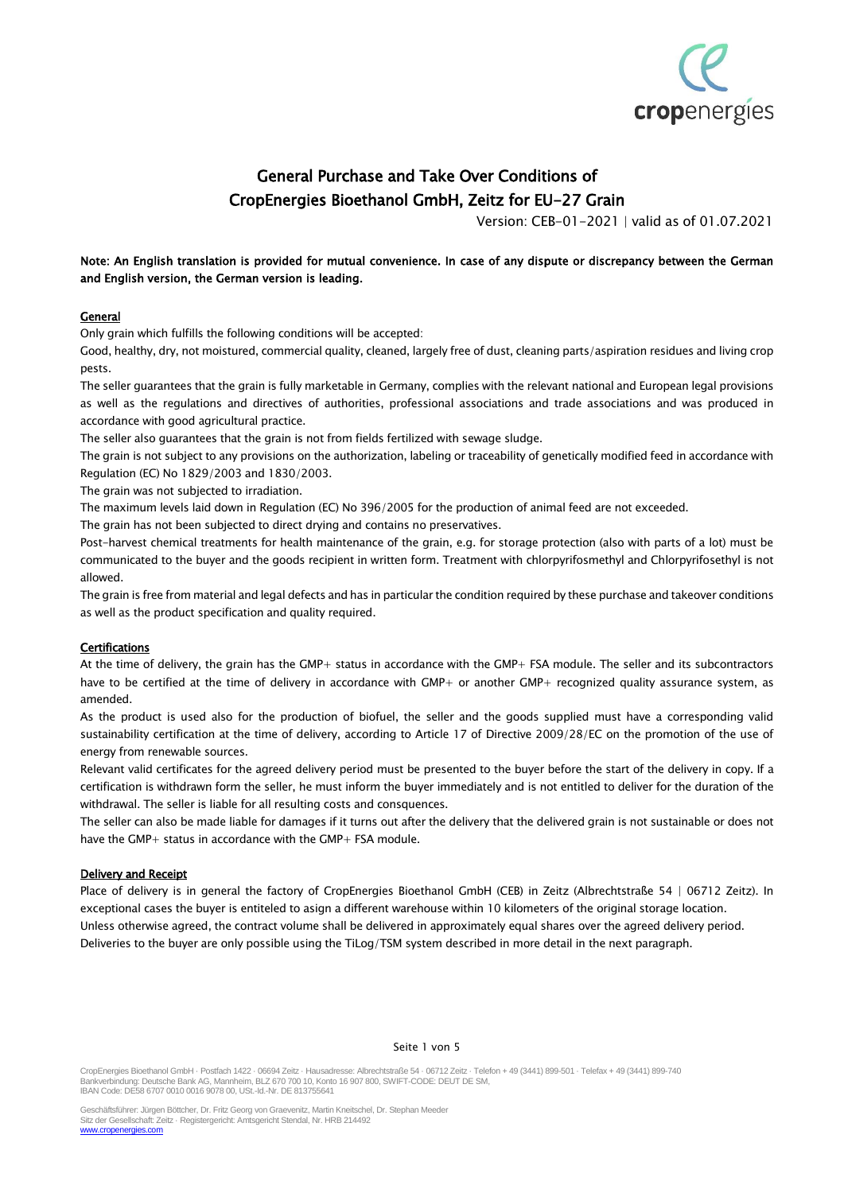# General Purchase and Take Over Conditions of CropEnergies Bioethanol GmbH, Zeitz for EU-27 Grain

Version: CEB-01-2021 | valid as of 01.07.2021

**Note: An English translation is provided for mutual convenience. In case of any dispute or discrepancy between the German and English version, the German version is leading.**

## General

Only grain which fulfills the following conditions will be accepted:

Good, healthy, dry, not moistured, commercial quality, cleaned, largely free of dust, cleaning parts/aspiration residues and living crop pests.

The seller guarantees that the grain is fully marketable in Germany, complies with the relevant national and European legal provisions as well as the regulations and directives of authorities, professional associations and trade associations and was produced in accordance with good agricultural practice.

The seller also guarantees that the grain is not from fields fertilized with sewage sludge.

The grain is not subject to any provisions on the authorization, labeling or traceability of genetically modified feed in accordance with Regulation (EC) No 1829/2003 and 1830/2003.

The grain was not subjected to irradiation.

The maximum levels laid down in Regulation (EC) No 396/2005 for the production of animal feed are not exceeded.

The grain has not been subjected to direct drying and contains no preservatives.

Post-harvest chemical treatments for health maintenance of the grain, e.g. for storage protection (also with parts of a lot) must be communicated to the buyer and the goods recipient in written form. Treatment with chlorpyrifosmethyl and Chlorpyrifosethyl is not allowed.

The grain is free from material and legal defects and has in particular the condition required by these purchase and takeover conditions as well as the product specification and quality required.

## Certifications

At the time of delivery, the grain has the GMP+ status in accordance with the GMP+ FSA module. The seller and its subcontractors have to be certified at the time of delivery in accordance with GMP+ or another GMP+ recognized quality assurance system, as amended.

As the product is used also for the production of biofuel, the seller and the goods supplied must have a corresponding valid sustainability certification at the time of delivery, according to Article 17 of Directive 2009/28/EC on the promotion of the use of energy from renewable sources.

Relevant valid certificates for the agreed delivery period must be presented to the buyer before the start of the delivery in copy. If a certification is withdrawn form the seller, he must inform the buyer immediately and is not entitled to deliver for the duration of the withdrawal. The seller is liable for all resulting costs and consquences.

The seller can also be made liable for damages if it turns out after the delivery that the delivered grain is not sustainable or does not have the GMP+ status in accordance with the GMP+ FSA module.

## Delivery and Receipt

Place of delivery is in general the factory of CropEnergies Bioethanol GmbH (CEB) in Zeitz (Albrechtstraße 54 | 06712 Zeitz). In exceptional cases the buyer is entiteled to asign a different warehouse within 10 kilometers of the original storage location.

Unless otherwise agreed, the contract volume shall be delivered in approximately equal shares over the agreed delivery period.

Deliveries to the buyer are only possible using the TiLog/TSM system described in more detail in the next paragraph.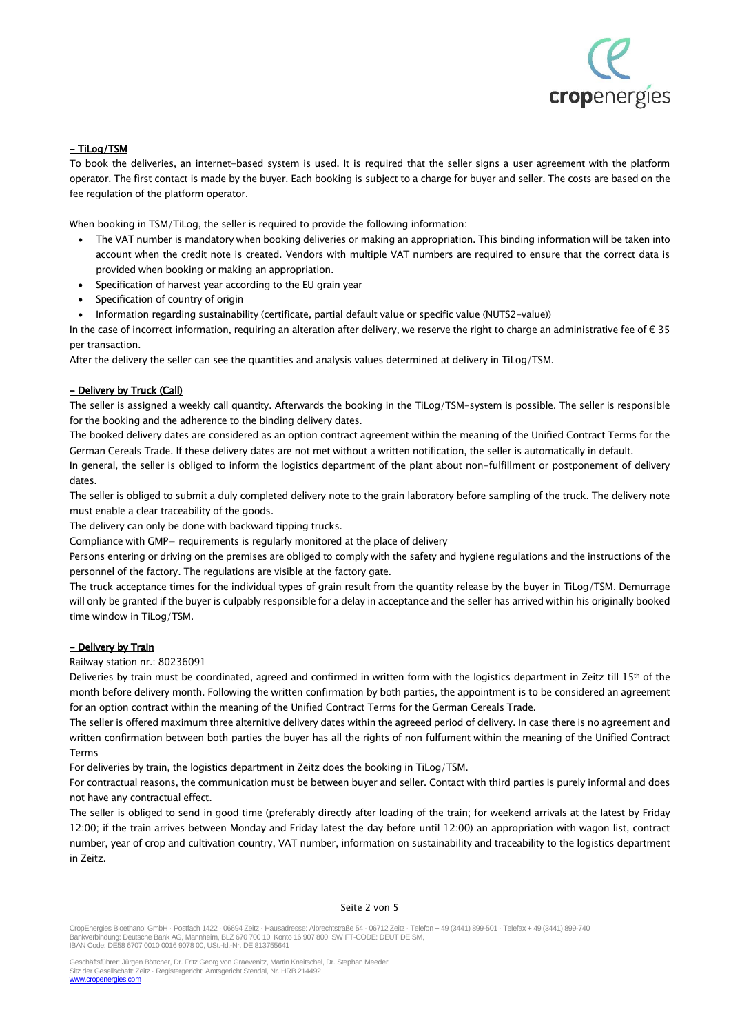**- TiLog/TSM**

To book the deliveries, an internet-based system is used. It is required that the seller signs a user agreement with the platform operator. The first contact is made by the buyer. Each booking is subject to a charge for buyer and seller. The costs are based on the fee regulation of the platform operator.

When booking in TSM/TiLog, the seller is required to provide the following information:

- The VAT number is mandatory when booking deliveries or making an appropriation. This binding information will be taken into account when the credit note is created. Vendors with multiple VAT numbers are required to ensure that the correct data is provided when booking or making an appropriation.
- Specification of harvest year according to the EU grain year
- Specification of country of origin
- Information regarding sustainability (certificate, partial default value or specific value (NUTS2-value))

In the case of incorrect information, requiring an alteration after delivery, we reserve the right to charge an administrative fee of € 35 per transaction.

After the delivery the seller can see the quantities and analysis values determined at delivery in TiLog/TSM.

**- Delivery by Truck (Call)**

The seller is assigned a weekly call quantity. Afterwards the booking in the TiLog/TSM-system is possible. The seller is responsible for the booking and the adherence to the binding delivery dates.

The booked delivery dates are considered as an option contract agreement within the meaning of the Unified Contract Terms for the German Cereals Trade. If these delivery dates are not met without a written notification, the seller is automatically in default.

In general, the seller is obliged to inform the logistics department of the plant about non-fulfillment or postponement of delivery dates.

The seller is obliged to submit a duly completed delivery note to the grain laboratory before sampling of the truck. The delivery note must enable a clear traceability of the goods.

The delivery can only be done with backward tipping trucks.

Compliance with GMP+ requirements is regularly monitored at the place of delivery

Persons entering or driving on the premises are obliged to comply with the safety and hygiene regulations and the instructions of the personnel of the factory. The regulations are visible at the factory gate.

The truck acceptance times for the individual types of grain result from the quantity release by the buyer in TiLog/TSM. Demurrage will only be granted if the buyer is culpably responsible for a delay in acceptance and the seller has arrived within his originally booked time window in TiLog/TSM.

**- Delivery by Train**

Railway station nr.: 80236091

Deliveries by train must be coordinated, agreed and confirmed in written form with the logistics department in Zeitz till 15th of the month before delivery month. Following the written confirmation by both parties, the appointment is to be considered an agreement for an option contract within the meaning of the Unified Contract Terms for the German Cereals Trade.

The seller is offered maximum three alternitive delivery dates within the agreeed period of delivery. In case there is no agreement and written confirmation between both parties the buyer has all the rights of non fulfument within the meaning of the Unified Contract Terms

For deliveries by train, the logistics department in Zeitz does the booking in TiLog/TSM.

For contractual reasons, the communication must be between buyer and seller. Contact with third parties is purely informal and does not have any contractual effect.

The seller is obliged to send in good time (preferably directly after loading of the train; for weekend arrivals at the latest by Friday 12:00; if the train arrives between Monday and Friday latest the day before until 12:00) an appropriation with wagon list, contract number, year of crop and cultivation country, VAT number, information on sustainability and traceability to the logistics department in Zeitz.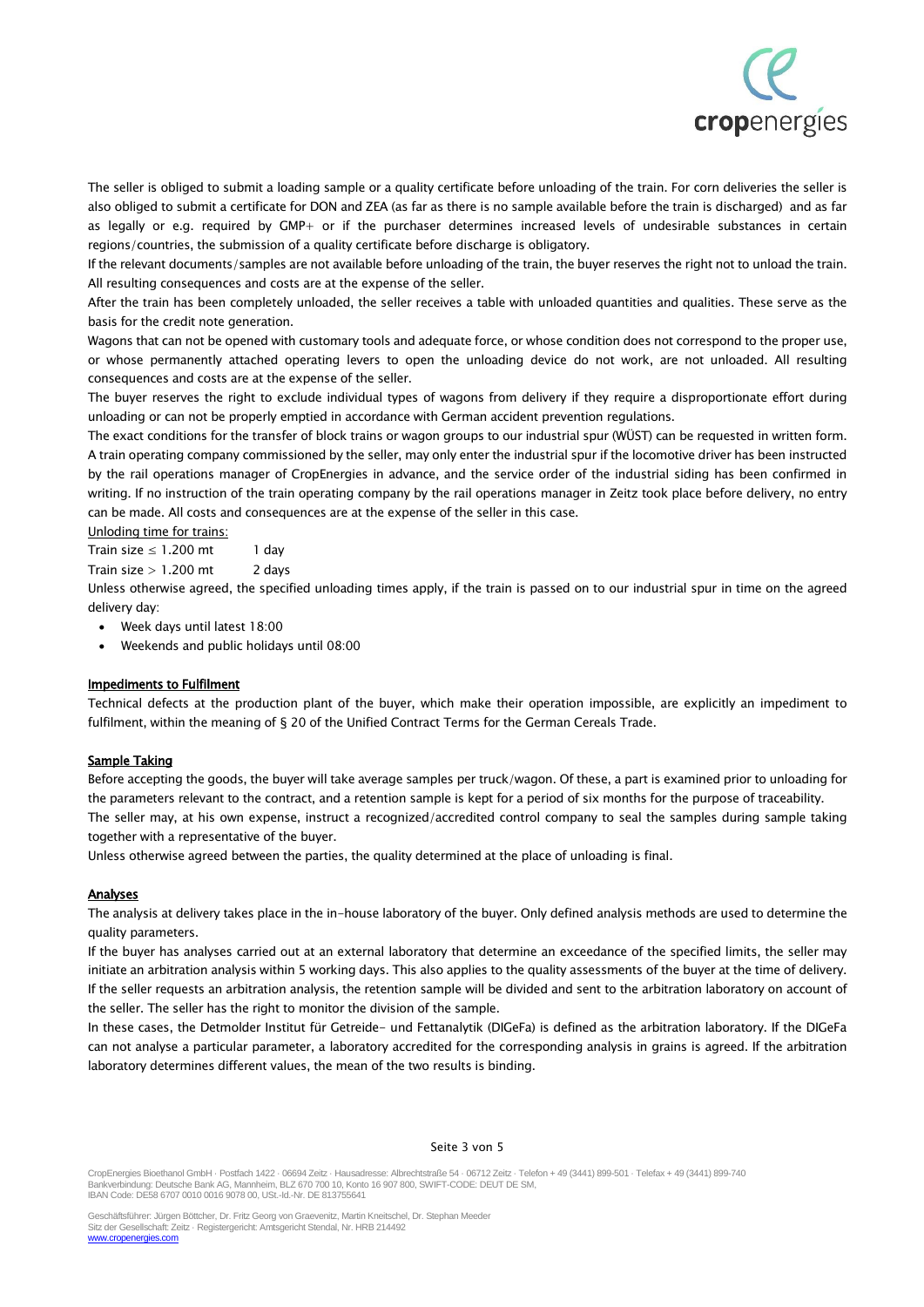The seller is obliged to submit a loading sample or a quality certificate before unloading of the train. For corn deliveries the seller is also obliged to submit a certificate for DON and ZEA (as far as there is no sample available before the train is discharged) and as far as legally or e.g. required by GMP+ or if the purchaser determines increased levels of undesirable substances in certain regions/countries, the submission of a quality certificate before discharge is obligatory.

If the relevant documents/samples are not available before unloading of the train, the buyer reserves the right not to unload the train. All resulting consequences and costs are at the expense of the seller.

After the train has been completely unloaded, the seller receives a table with unloaded quantities and qualities. These serve as the basis for the credit note generation.

Wagons that can not be opened with customary tools and adequate force, or whose condition does not correspond to the proper use, or whose permanently attached operating levers to open the unloading device do not work, are not unloaded. All resulting consequences and costs are at the expense of the seller.

The buyer reserves the right to exclude individual types of wagons from delivery if they require a disproportionate effort during unloading or can not be properly emptied in accordance with German accident prevention regulations.

The exact conditions for the transfer of block trains or wagon groups to our industrial spur (WÜST) can be requested in written form. A train operating company commissioned by the seller, may only enter the industrial spur if the locomotive driver has been instructed by the rail operations manager of CropEnergies in advance, and the service order of the industrial siding has been confirmed in writing. If no instruction of the train operating company by the rail operations manager in Zeitz took place before delivery, no entry can be made. All costs and consequences are at the expense of the seller in this case.

Unloading time for trains:

Train size ≤ 1.200 mt 1 day

Train size > 1.200 mt 2 days

Unless otherwise agreed, the specified unloading times apply, if the train is passed on to our industrial spur in time on the agreed delivery day:

- Week days until latest 18:00
- Weekends and public holidays until 08:00

**Impediments to Fulfilment**

Technical defects at the production plant of the buyer, which make their operation impossible, are explicitly an impediment to fulfilment, within the meaning of § 20 of the Unified Contract Terms for the German Cereals Trade.

**Sample Taking**

Before accepting the goods, the buyer will take average samples per truck/wagon. Of these, a part is examined prior to unloading for the parameters relevant to the contract, and a retention sample is kept for a period of six months for the purpose of traceability.

The seller may, at his own expense, instruct a recognized/accredited control company to seal the samples during sample taking together with a representative of the buyer.

Unless otherwise agreed between the parties, the quality determined at the place of unloading is final.

**Analyses**

The analysis at delivery takes place in the in-house laboratory of the buyer. Only defined analysis methods are used to determine the quality parameters.

If the buyer has analyses carried out at an external laboratory that determine an exceedance of the specified limits, the seller may initiate an arbitration analysis within 5 working days. This also applies to the quality assessments of the buyer at the time of delivery. If the seller requests an arbitration analysis, the retention sample will be divided and sent to the arbitration laboratory on account of the seller. The seller has the right to monitor the division of the sample.

In these cases, the Detmolder Institut für Getreide- und Fettanalytik (DIGeFa) is defined as the arbitration laboratory. If the DIGeFa can not analyse a particular parameter, a laboratory accredited for the corresponding analysis in grains is agreed. If the arbitration laboratory determines different values, the mean of the two results is binding.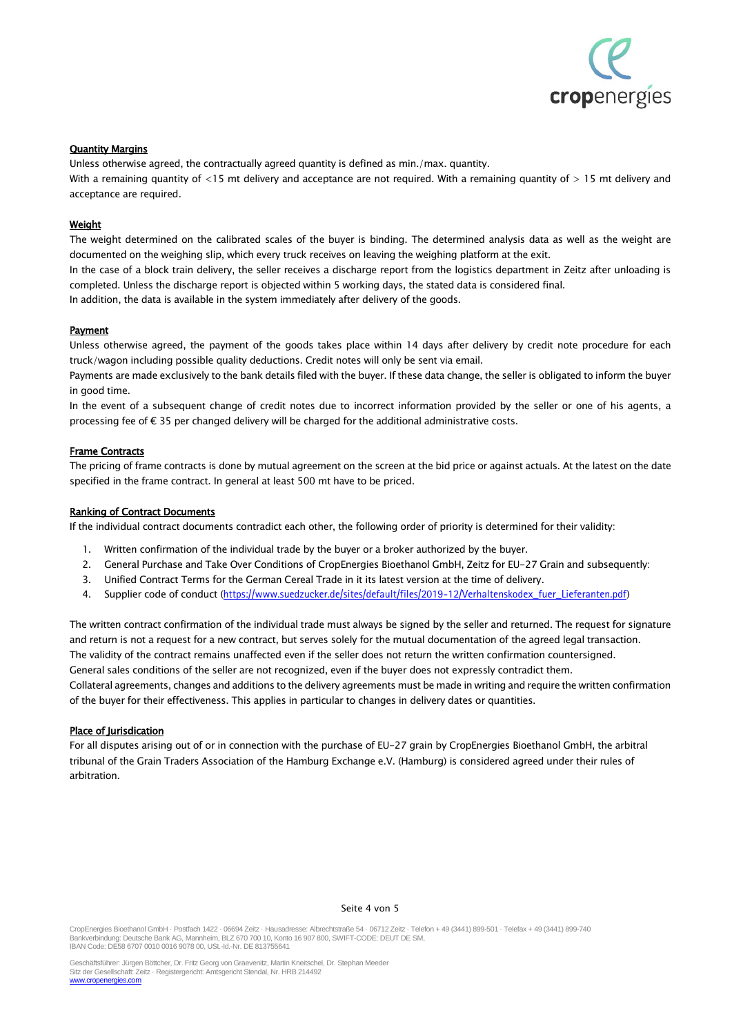## Quantity Margins

Unless otherwise agreed, the contractually agreed quantity is defined as min./max. quantity.

With a remaining quantity of <15 mt delivery and acceptance are not required. With a remaining quantity of > 15 mt delivery and acceptance are required.

## Weight

The weight determined on the calibrated scales of the buyer is binding. The determined analysis data as well as the weight are documented on the weighing slip, which every truck receives on leaving the weighing platform at the exit.

In the case of a block train delivery, the seller receives a discharge report from the logistics department in Zeitz after unloading is completed. Unless the discharge report is objected within 5 working days, the stated data is considered final.

In addition, the data is available in the system immediately after delivery of the goods.

## Payment

Unless otherwise agreed, the payment of the goods takes place within 14 days after delivery by credit note procedure for each truck/wagon including possible quality deductions. Credit notes will only be sent via email.

Payments are made exclusively to the bank details filed with the buyer. If these data change, the seller is obligated to inform the buyer in good time.

In the event of a subsequent change of credit notes due to incorrect information provided by the seller or one of his agents, a processing fee of € 35 per changed delivery will be charged for the additional administrative costs.

## Frame Contracts

The pricing of frame contracts is done by mutual agreement on the screen at the bid price or against actuals. At the latest on the date specified in the frame contract. In general at least 500 mt have to be priced.

## Ranking of Contract Documents

If the individual contract documents contradict each other, the following order of priority is determined for their validity:

1. Written confirmation of the individual trade by the buyer or a broker authorized by the buyer.
2. General Purchase and Take Over Conditions of CropEnergies Bioethanol GmbH, Zeitz for EU-27 Grain and subsequently:
3. Unified Contract Terms for the German Cereal Trade in it its latest version at the time of delivery.
4. Supplier code of conduct (https://www.suedzucker.de/sites/default/files/2019-12/Verhaltenskodex_fuer_Lieferanten.pdf)

The written contract confirmation of the individual trade must always be signed by the seller and returned. The request for signature and return is not a request for a new contract, but serves solely for the mutual documentation of the agreed legal transaction.

The validity of the contract remains unaffected even if the seller does not return the written confirmation countersigned.

General sales conditions of the seller are not recognized, even if the buyer does not expressly contradict them.

Collateral agreements, changes and additions to the delivery agreements must be made in writing and require the written confirmation of the buyer for their effectiveness. This applies in particular to changes in delivery dates or quantities.

## Place of Jurisdication

For all disputes arising out of or in connection with the purchase of EU-27 grain by CropEnergies Bioethanol GmbH, the arbitral tribunal of the Grain Traders Association of the Hamburg Exchange e.V. (Hamburg) is considered agreed under their rules of arbitration.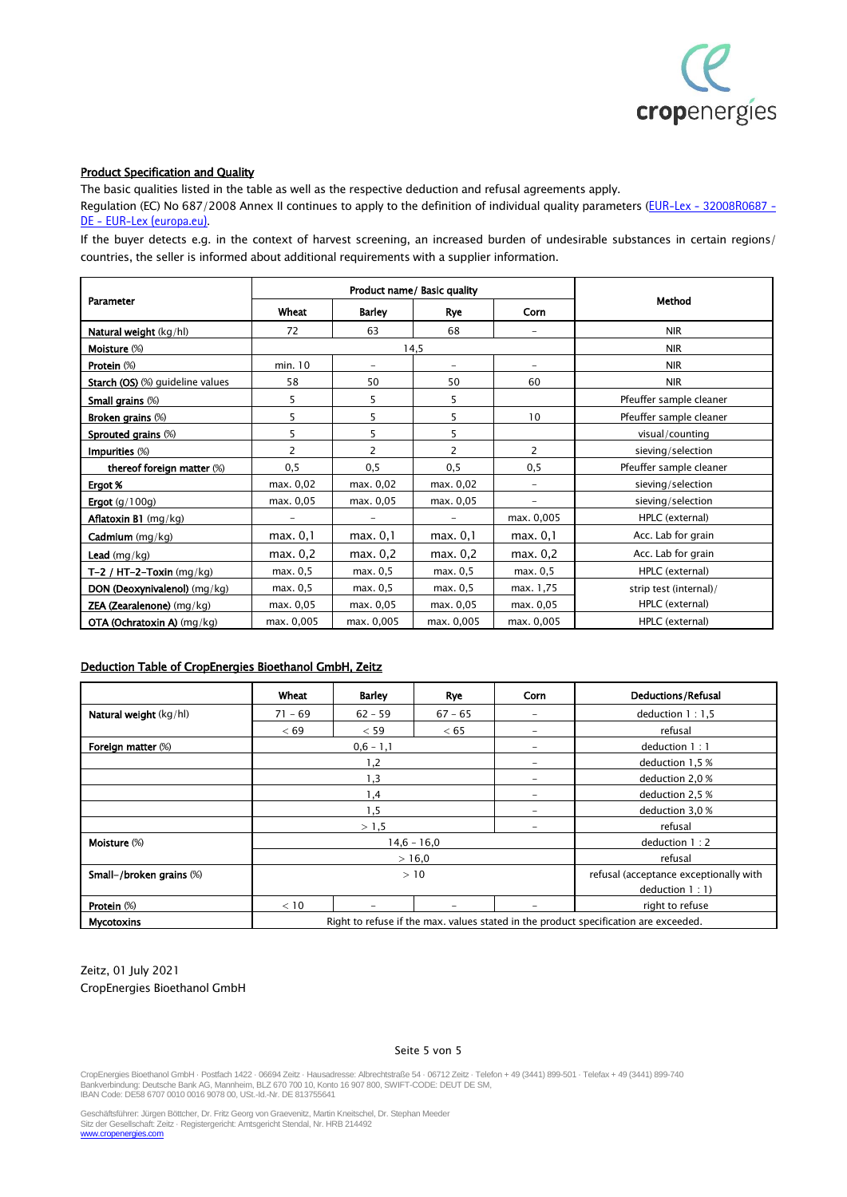**Product Specification and Quality**

The basic qualities listed in the table as well as the respective deduction and refusal agreements apply.

Regulation (EC) No 687/2008 Annex II continues to apply to the definition of individual quality parameters (EUR-Lex - 32008R0687 - DE - EUR-Lex (europa.eu)).

If the buyer detects e.g. in the context of harvest screening, an increased burden of undesirable substances in certain regions/ countries, the seller is informed about additional requirements with a supplier information.

| Parameter | Product name/ Basic quality | | | | Method |
|---|---|---|---|---|---|
| | Wheat | Barley | Rye | Corn | |
| **Natural weight** (kg/hl) | 72 | 63 | 68 | – | NIR |
| **Moisture** (%) | 14,5 | | | | NIR |
| **Protein** (%) | min. 10 | – | – | – | NIR |
| **Starch (OS)** (%) guideline values | 58 | 50 | 50 | 60 | NIR |
| **Small grains** (%) | 5 | 5 | 5 | | Pfeuffer sample cleaner |
| **Broken grains** (%) | 5 | 5 | 5 | 10 | Pfeuffer sample cleaner |
| **Sprouted grains** (%) | 5 | 5 | 5 | | visual/counting |
| **Impurities** (%) | 2 | 2 | 2 | 2 | sieving/selection |
| **thereof foreign matter** (%) | 0,5 | 0,5 | 0,5 | 0,5 | Pfeuffer sample cleaner |
| **Ergot %** | max. 0,02 | max. 0,02 | max. 0,02 | – | sieving/selection |
| **Ergot** (g/100g) | max. 0,05 | max. 0,05 | max. 0,05 | – | sieving/selection |
| **Aflatoxin B1** (mg/kg) | – | – | – | max. 0,005 | HPLC (external) |
| **Cadmium** (mg/kg) | max. 0,1 | max. 0,1 | max. 0,1 | max. 0,1 | Acc. Lab for grain |
| **Lead** (mg/kg) | max. 0,2 | max. 0,2 | max. 0,2 | max. 0,2 | Acc. Lab for grain |
| **T-2 / HT-2-Toxin** (mg/kg) | max. 0,5 | max. 0,5 | max. 0,5 | max. 0,5 | HPLC (external) |
| **DON (Deoxynivalenol)** (mg/kg) | max. 0,5 | max. 0,5 | max. 0,5 | max. 1,75 | strip test (internal)/ |
| **ZEA (Zearalenone)** (mg/kg) | max. 0,05 | max. 0,05 | max. 0,05 | max. 0,05 | HPLC (external) |
| **OTA (Ochratoxin A)** (mg/kg) | max. 0,005 | max. 0,005 | max. 0,005 | max. 0,005 | HPLC (external) |

**Deduction Table of CropEnergies Bioethanol GmbH, Zeitz**

| | Wheat | Barley | Rye | Corn | Deductions/Refusal |
|---|---|---|---|---|---|
| **Natural weight** (kg/hl) | 71 - 69 | 62 - 59 | 67 - 65 | – | deduction 1 : 1,5 |
| | < 69 | < 59 | < 65 | – | refusal |
| **Foreign matter** (%) | 0,6 - 1,1 | | | – | deduction 1 : 1 |
| | 1,2 | | | – | deduction 1,5 % |
| | 1,3 | | | – | deduction 2,0 % |
| | 1,4 | | | – | deduction 2,5 % |
| | 1,5 | | | – | deduction 3,0 % |
| | > 1,5 | | | – | refusal |
| **Moisture** (%) | 14,6 - 16,0 | | | | deduction 1 : 2 |
| | > 16,0 | | | | refusal |
| **Small-/broken grains** (%) | > 10 | | | | refusal (acceptance exceptionally with deduction 1 : 1) |
| **Protein** (%) | < 10 | – | – | – | right to refuse |
| **Mycotoxins** | Right to refuse if the max. values stated in the product specification are exceeded. | | | | |

Zeitz, 01 July 2021
CropEnergies Bioethanol GmbH